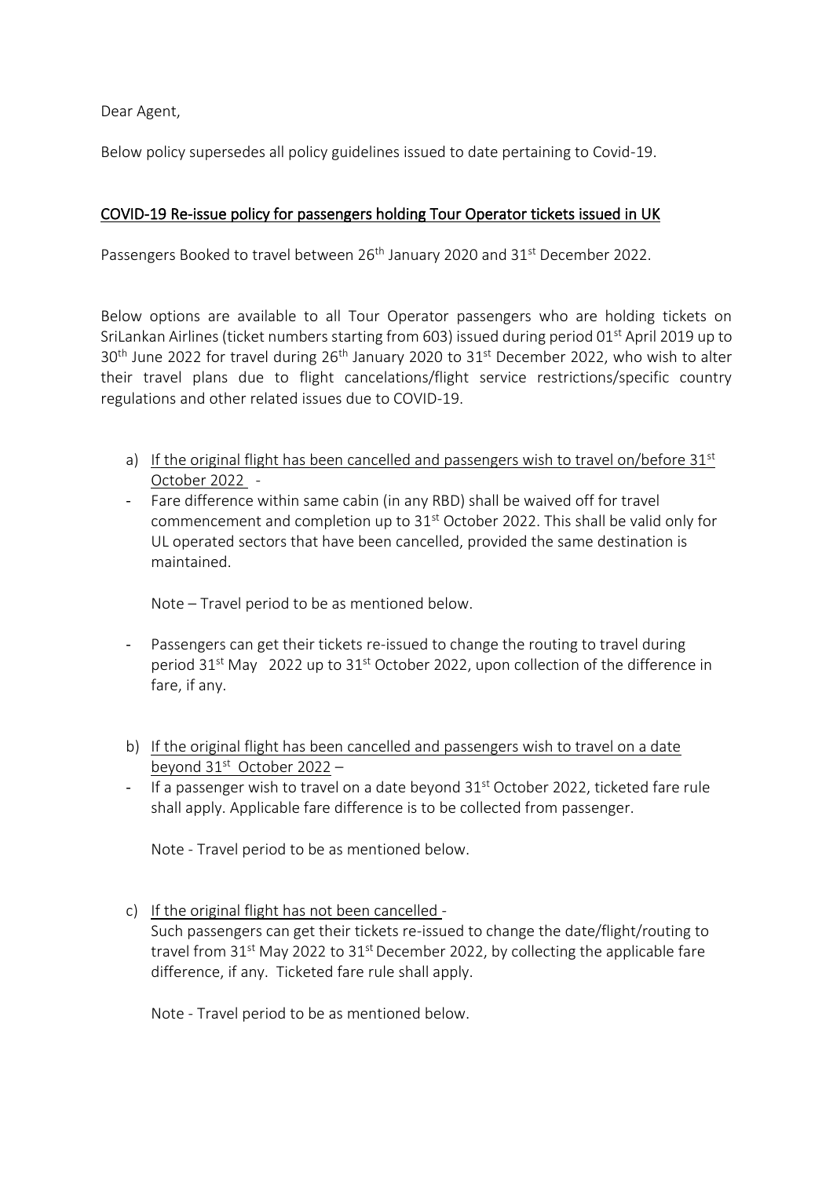Dear Agent,

Below policy supersedes all policy guidelines issued to date pertaining to Covid-19.

## COVID-19 Re-issue policy for passengers holding Tour Operator tickets issued in UK

Passengers Booked to travel between 26th January 2020 and 31st December 2022.

Below options are available to all Tour Operator passengers who are holding tickets on SriLankan Airlines (ticket numbers starting from 603) issued during period 01st April 2019 up to 30th June 2022 for travel during 26th January 2020 to 31st December 2022, who wish to alter their travel plans due to flight cancelations/flight service restrictions/specific country regulations and other related issues due to COVID-19.

a) If the original flight has been cancelled and passengers wish to travel on/before 31st October 2022 -

- Fare difference within same cabin (in any RBD) shall be waived off for travel commencement and completion up to 31st October 2022. This shall be valid only for UL operated sectors that have been cancelled, provided the same destination is maintained.

  Note – Travel period to be as mentioned below.

- Passengers can get their tickets re-issued to change the routing to travel during period 31st May 2022 up to 31st October 2022, upon collection of the difference in fare, if any.

b) If the original flight has been cancelled and passengers wish to travel on a date beyond 31st October 2022 –

- If a passenger wish to travel on a date beyond 31st October 2022, ticketed fare rule shall apply. Applicable fare difference is to be collected from passenger.

  Note - Travel period to be as mentioned below.

c) If the original flight has not been cancelled -
   Such passengers can get their tickets re-issued to change the date/flight/routing to travel from 31st May 2022 to 31st December 2022, by collecting the applicable fare difference, if any. Ticketed fare rule shall apply.

   Note - Travel period to be as mentioned below.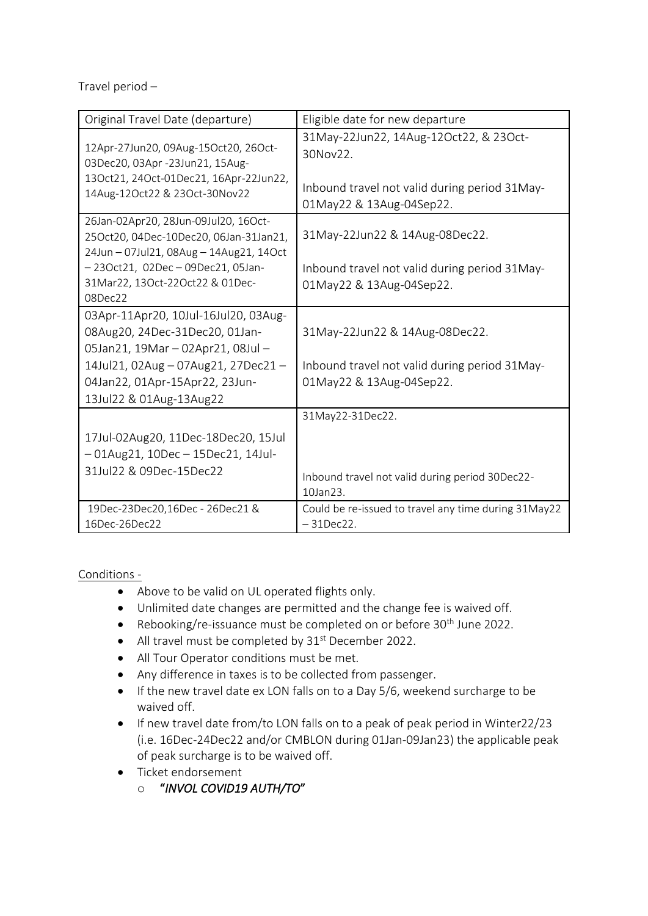Travel period –

| Original Travel Date (departure) | Eligible date for new departure |
|---|---|
| 12Apr-27Jun20, 09Aug-15Oct20, 26Oct-03Dec20, 03Apr -23Jun21, 15Aug-13Oct21, 24Oct-01Dec21, 16Apr-22Jun22, 14Aug-12Oct22 & 23Oct-30Nov22 | 31May-22Jun22, 14Aug-12Oct22, & 23Oct-30Nov22.<br><br>Inbound travel not valid during period 31May-01May22 & 13Aug-04Sep22. |
| 26Jan-02Apr20, 28Jun-09Jul20, 16Oct-25Oct20, 04Dec-10Dec20, 06Jan-31Jan21, 24Jun – 07Jul21, 08Aug – 14Aug21, 14Oct – 23Oct21, 02Dec – 09Dec21, 05Jan-31Mar22, 13Oct-22Oct22 & 01Dec-08Dec22 | 31May-22Jun22 & 14Aug-08Dec22.<br><br>Inbound travel not valid during period 31May-01May22 & 13Aug-04Sep22. |
| 03Apr-11Apr20, 10Jul-16Jul20, 03Aug-08Aug20, 24Dec-31Dec20, 01Jan-05Jan21, 19Mar – 02Apr21, 08Jul – 14Jul21, 02Aug – 07Aug21, 27Dec21 – 04Jan22, 01Apr-15Apr22, 23Jun-13Jul22 & 01Aug-13Aug22 | 31May-22Jun22 & 14Aug-08Dec22.<br><br>Inbound travel not valid during period 31May-01May22 & 13Aug-04Sep22. |
| 17Jul-02Aug20, 11Dec-18Dec20, 15Jul – 01Aug21, 10Dec – 15Dec21, 14Jul-31Jul22 & 09Dec-15Dec22 | 31May22-31Dec22.<br><br>Inbound travel not valid during period 30Dec22-10Jan23. |
| 19Dec-23Dec20,16Dec - 26Dec21 & 16Dec-26Dec22 | Could be re-issued to travel any time during 31May22 – 31Dec22. |

Conditions -

- Above to be valid on UL operated flights only.
- Unlimited date changes are permitted and the change fee is waived off.
- Rebooking/re-issuance must be completed on or before 30th June 2022.
- All travel must be completed by 31st December 2022.
- All Tour Operator conditions must be met.
- Any difference in taxes is to be collected from passenger.
- If the new travel date ex LON falls on to a Day 5/6, weekend surcharge to be waived off.
- If new travel date from/to LON falls on to a peak of peak period in Winter22/23 (i.e. 16Dec-24Dec22 and/or CMBLON during 01Jan-09Jan23) the applicable peak of peak surcharge is to be waived off.
- Ticket endorsement
  - *"INVOL COVID19 AUTH/TO"*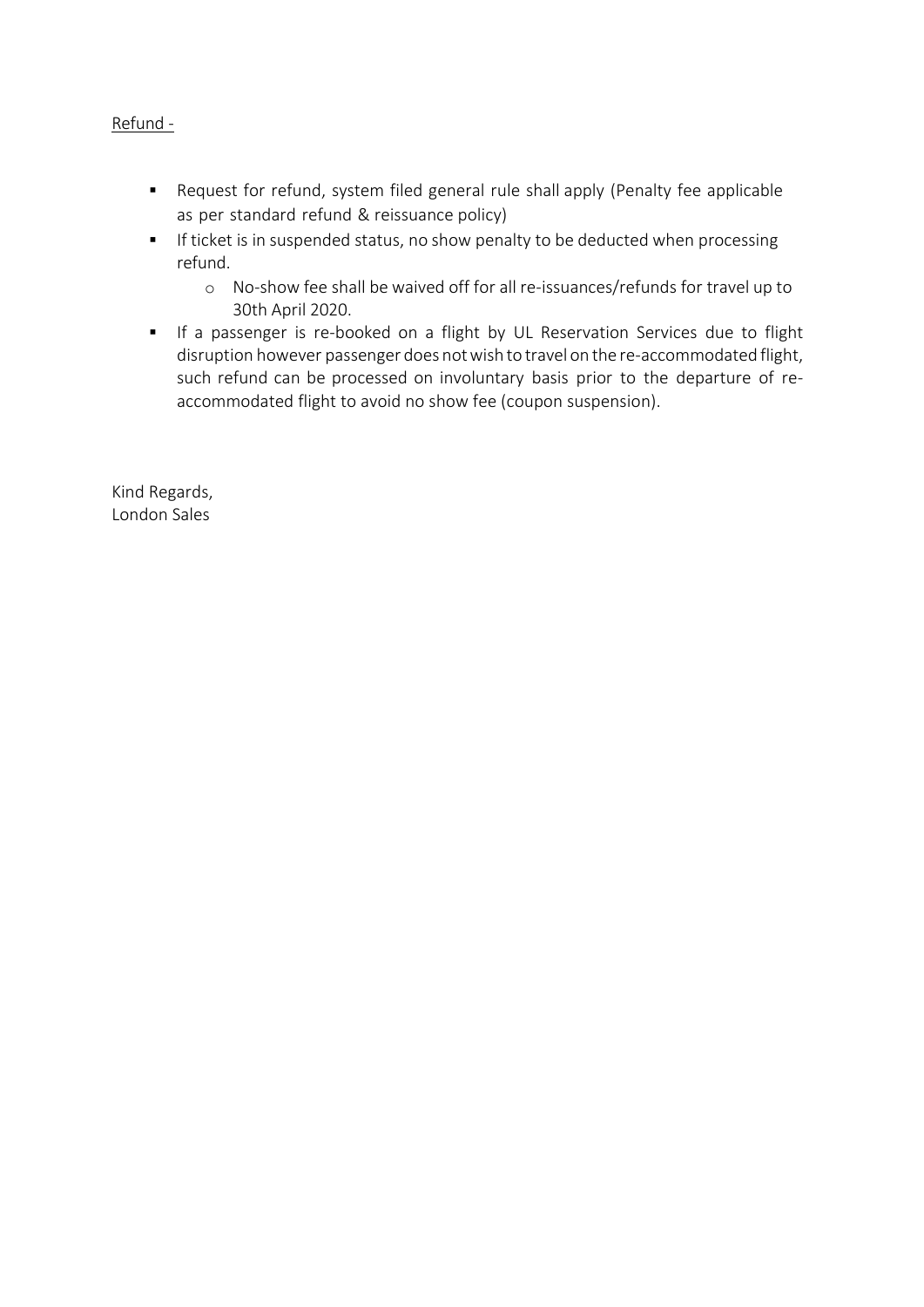<u>Refund -</u>

- Request for refund, system filed general rule shall apply (Penalty fee applicable as per standard refund & reissuance policy)
- If ticket is in suspended status, no show penalty to be deducted when processing refund.
  - No-show fee shall be waived off for all re-issuances/refunds for travel up to 30th April 2020.
- If a passenger is re-booked on a flight by UL Reservation Services due to flight disruption however passenger does not wish to travel on the re-accommodated flight, such refund can be processed on involuntary basis prior to the departure of re-accommodated flight to avoid no show fee (coupon suspension).

Kind Regards,
London Sales